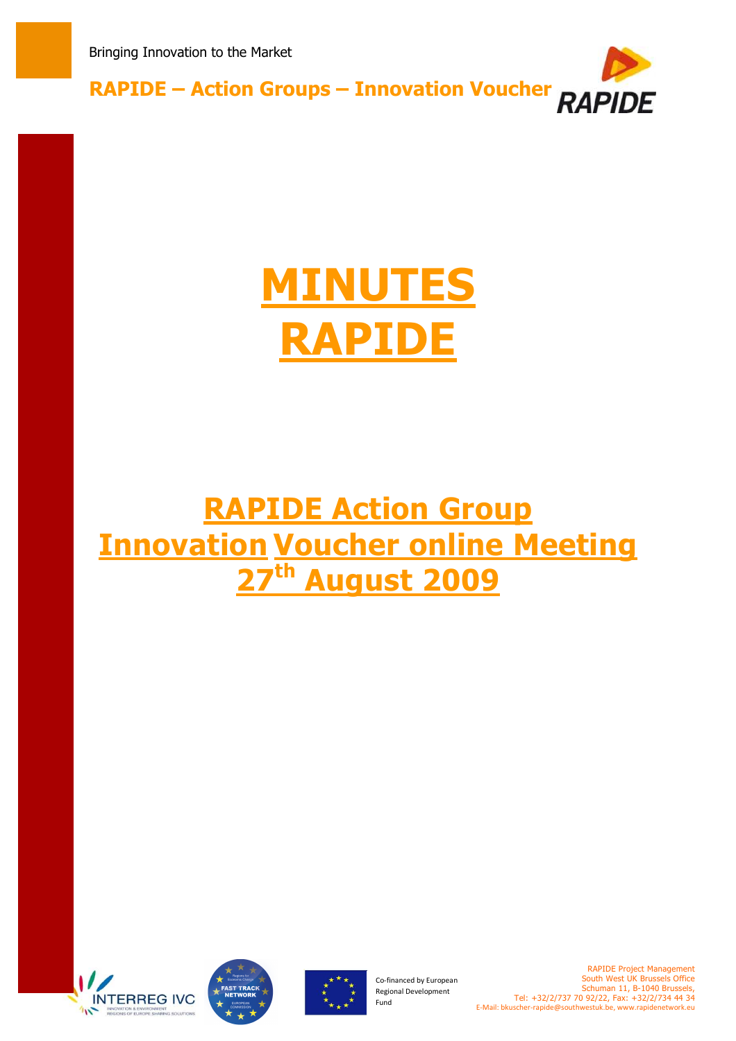Bringing Innovation to the Market

**RAPIDE – Action Groups – Innovation Voucher**

# MINUTES RAPIDE

## RAPIDE Action Group Innovation Voucher online Meeting 27th August 2009

Co-financed by European Regional Development Fund

RAPIDE Project Management
South West UK Brussels Office
Schuman 11, B-1040 Brussels,
Tel: +32/2/737 70 92/22, Fax: +32/2/734 44 34
E-Mail: bkuscher-rapide@southwestuk.be, www.rapidenetwork.eu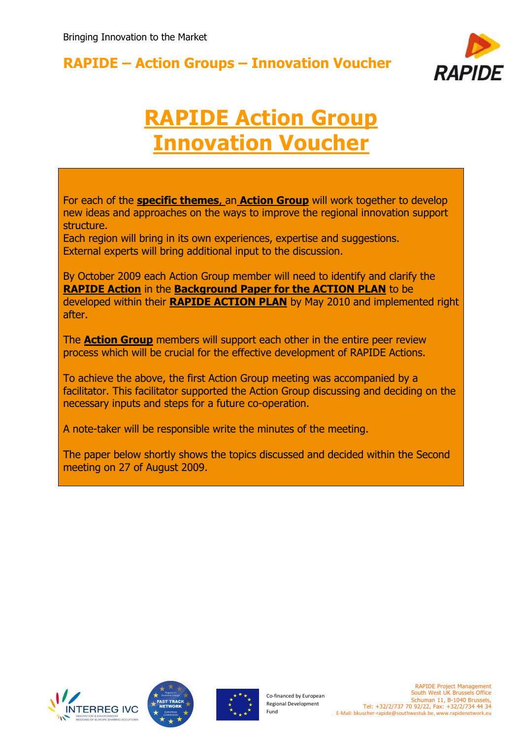# RAPIDE Action Group Innovation Voucher

For each of the **specific themes**, an **Action Group** will work together to develop new ideas and approaches on the ways to improve the regional innovation support structure.
Each region will bring in its own experiences, expertise and suggestions.
External experts will bring additional input to the discussion.

By October 2009 each Action Group member will need to identify and clarify the **RAPIDE Action** in the **Background Paper for the ACTION PLAN** to be developed within their **RAPIDE ACTION PLAN** by May 2010 and implemented right after.

The **Action Group** members will support each other in the entire peer review process which will be crucial for the effective development of RAPIDE Actions.

To achieve the above, the first Action Group meeting was accompanied by a facilitator. This facilitator supported the Action Group discussing and deciding on the necessary inputs and steps for a future co-operation.

A note-taker will be responsible write the minutes of the meeting.

The paper below shortly shows the topics discussed and decided within the Second meeting on 27 of August 2009.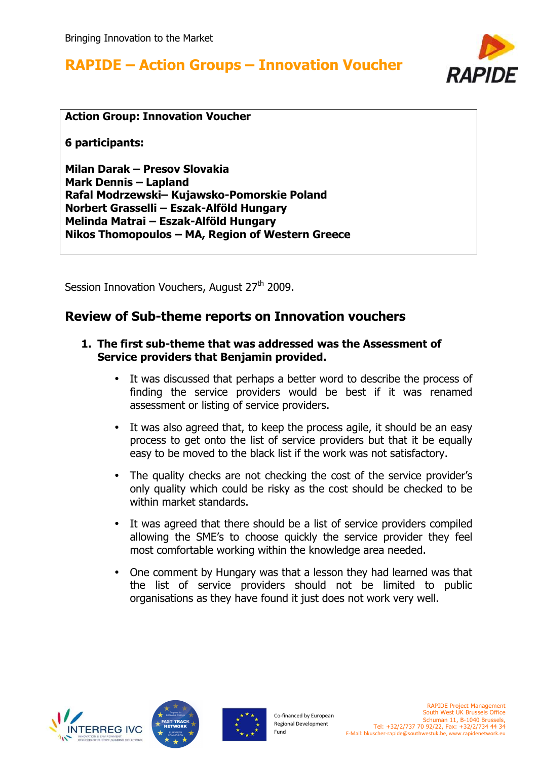# RAPIDE – Action Groups – Innovation Voucher

**Action Group: Innovation Voucher**

**6 participants:**

**Milan Darak – Presov Slovakia**
**Mark Dennis – Lapland**
**Rafal Modrzewski– Kujawsko-Pomorskie Poland**
**Norbert Grasselli – Eszak-Alföld Hungary**
**Melinda Matrai – Eszak-Alföld Hungary**
**Nikos Thomopoulos – MA, Region of Western Greece**

Session Innovation Vouchers, August 27th 2009.

## Review of Sub-theme reports on Innovation vouchers

1. **The first sub-theme that was addressed was the Assessment of Service providers that Benjamin provided.**

   - It was discussed that perhaps a better word to describe the process of finding the service providers would be best if it was renamed assessment or listing of service providers.
   - It was also agreed that, to keep the process agile, it should be an easy process to get onto the list of service providers but that it be equally easy to be moved to the black list if the work was not satisfactory.
   - The quality checks are not checking the cost of the service provider's only quality which could be risky as the cost should be checked to be within market standards.
   - It was agreed that there should be a list of service providers compiled allowing the SME's to choose quickly the service provider they feel most comfortable working within the knowledge area needed.
   - One comment by Hungary was that a lesson they had learned was that the list of service providers should not be limited to public organisations as they have found it just does not work very well.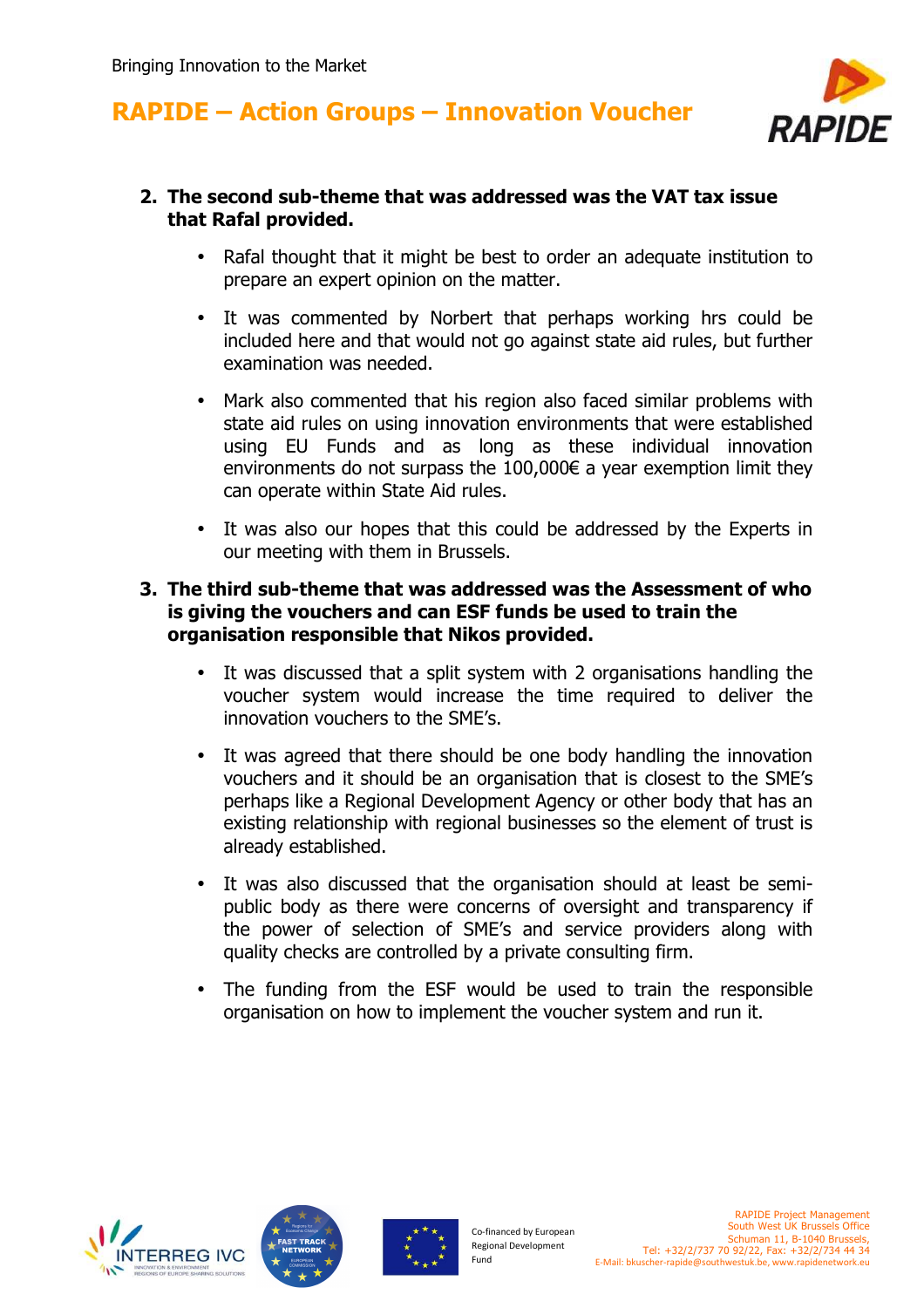2. **The second sub-theme that was addressed was the VAT tax issue that Rafal provided.**

    - Rafal thought that it might be best to order an adequate institution to prepare an expert opinion on the matter.
    - It was commented by Norbert that perhaps working hrs could be included here and that would not go against state aid rules, but further examination was needed.
    - Mark also commented that his region also faced similar problems with state aid rules on using innovation environments that were established using EU Funds and as long as these individual innovation environments do not surpass the 100,000€ a year exemption limit they can operate within State Aid rules.
    - It was also our hopes that this could be addressed by the Experts in our meeting with them in Brussels.

3. **The third sub-theme that was addressed was the Assessment of who is giving the vouchers and can ESF funds be used to train the organisation responsible that Nikos provided.**

    - It was discussed that a split system with 2 organisations handling the voucher system would increase the time required to deliver the innovation vouchers to the SME's.
    - It was agreed that there should be one body handling the innovation vouchers and it should be an organisation that is closest to the SME's perhaps like a Regional Development Agency or other body that has an existing relationship with regional businesses so the element of trust is already established.
    - It was also discussed that the organisation should at least be semi-public body as there were concerns of oversight and transparency if the power of selection of SME's and service providers along with quality checks are controlled by a private consulting firm.
    - The funding from the ESF would be used to train the responsible organisation on how to implement the voucher system and run it.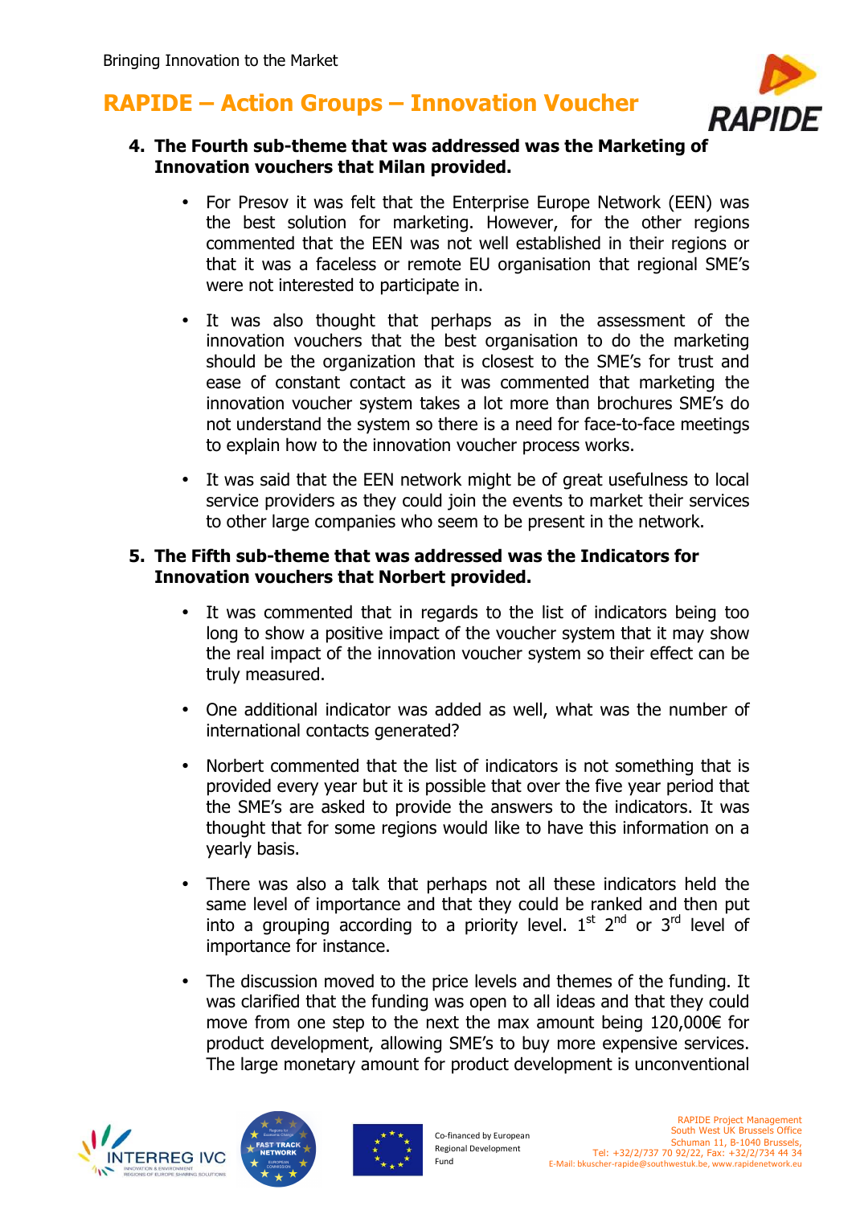## 4. The Fourth sub-theme that was addressed was the Marketing of Innovation vouchers that Milan provided.

- For Presov it was felt that the Enterprise Europe Network (EEN) was the best solution for marketing. However, for the other regions commented that the EEN was not well established in their regions or that it was a faceless or remote EU organisation that regional SME's were not interested to participate in.

- It was also thought that perhaps as in the assessment of the innovation vouchers that the best organisation to do the marketing should be the organization that is closest to the SME's for trust and ease of constant contact as it was commented that marketing the innovation voucher system takes a lot more than brochures SME's do not understand the system so there is a need for face-to-face meetings to explain how to the innovation voucher process works.

- It was said that the EEN network might be of great usefulness to local service providers as they could join the events to market their services to other large companies who seem to be present in the network.

## 5. The Fifth sub-theme that was addressed was the Indicators for Innovation vouchers that Norbert provided.

- It was commented that in regards to the list of indicators being too long to show a positive impact of the voucher system that it may show the real impact of the innovation voucher system so their effect can be truly measured.

- One additional indicator was added as well, what was the number of international contacts generated?

- Norbert commented that the list of indicators is not something that is provided every year but it is possible that over the five year period that the SME's are asked to provide the answers to the indicators. It was thought that for some regions would like to have this information on a yearly basis.

- There was also a talk that perhaps not all these indicators held the same level of importance and that they could be ranked and then put into a grouping according to a priority level. 1st 2nd or 3rd level of importance for instance.

- The discussion moved to the price levels and themes of the funding. It was clarified that the funding was open to all ideas and that they could move from one step to the next the max amount being 120,000€ for product development, allowing SME's to buy more expensive services. The large monetary amount for product development is unconventional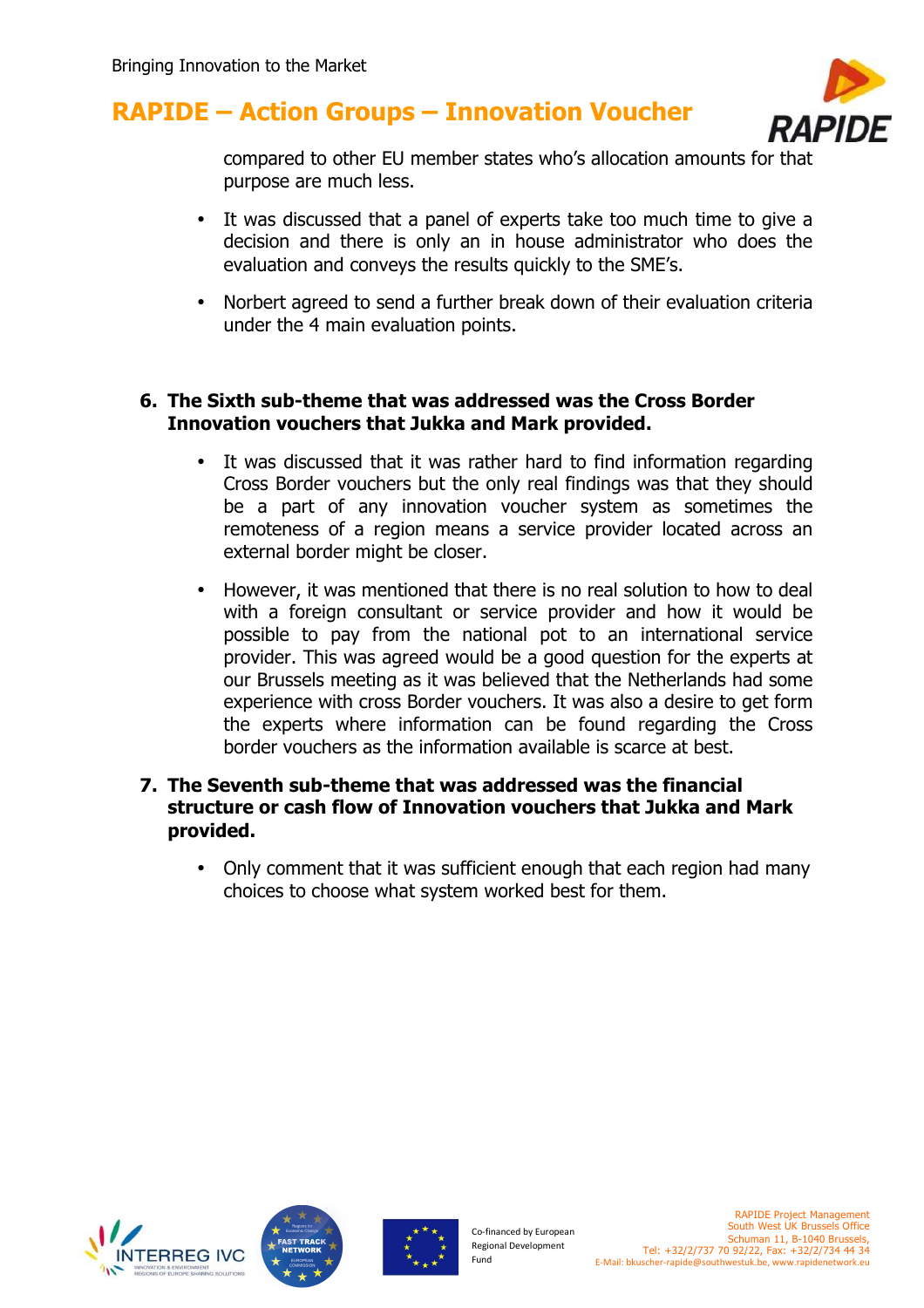compared to other EU member states who's allocation amounts for that purpose are much less.

- It was discussed that a panel of experts take too much time to give a decision and there is only an in house administrator who does the evaluation and conveys the results quickly to the SME's.
- Norbert agreed to send a further break down of their evaluation criteria under the 4 main evaluation points.

**6. The Sixth sub-theme that was addressed was the Cross Border Innovation vouchers that Jukka and Mark provided.**

- It was discussed that it was rather hard to find information regarding Cross Border vouchers but the only real findings was that they should be a part of any innovation voucher system as sometimes the remoteness of a region means a service provider located across an external border might be closer.
- However, it was mentioned that there is no real solution to how to deal with a foreign consultant or service provider and how it would be possible to pay from the national pot to an international service provider. This was agreed would be a good question for the experts at our Brussels meeting as it was believed that the Netherlands had some experience with cross Border vouchers. It was also a desire to get form the experts where information can be found regarding the Cross border vouchers as the information available is scarce at best.

**7. The Seventh sub-theme that was addressed was the financial structure or cash flow of Innovation vouchers that Jukka and Mark provided.**

- Only comment that it was sufficient enough that each region had many choices to choose what system worked best for them.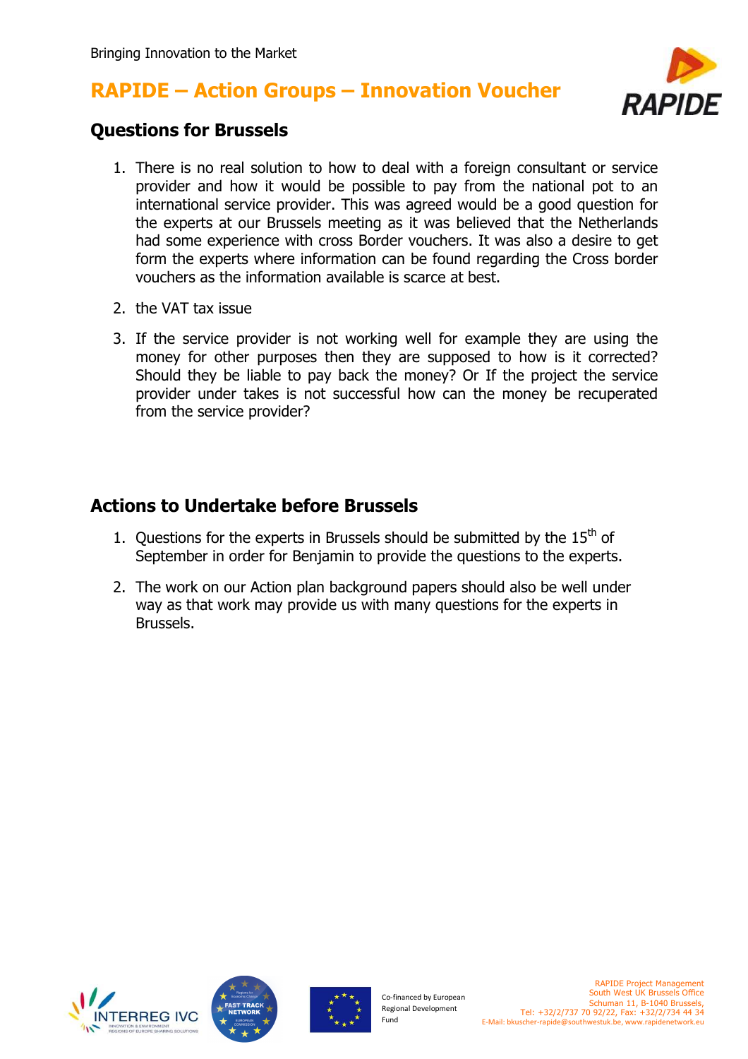# RAPIDE – Action Groups – Innovation Voucher

## Questions for Brussels

1. There is no real solution to how to deal with a foreign consultant or service provider and how it would be possible to pay from the national pot to an international service provider. This was agreed would be a good question for the experts at our Brussels meeting as it was believed that the Netherlands had some experience with cross Border vouchers. It was also a desire to get form the experts where information can be found regarding the Cross border vouchers as the information available is scarce at best.

2. the VAT tax issue

3. If the service provider is not working well for example they are using the money for other purposes then they are supposed to how is it corrected? Should they be liable to pay back the money? Or If the project the service provider under takes is not successful how can the money be recuperated from the service provider?

## Actions to Undertake before Brussels

1. Questions for the experts in Brussels should be submitted by the 15th of September in order for Benjamin to provide the questions to the experts.

2. The work on our Action plan background papers should also be well under way as that work may provide us with many questions for the experts in Brussels.

Co-financed by European Regional Development Fund

RAPIDE Project Management
South West UK Brussels Office
Schuman 11, B-1040 Brussels,
Tel: +32/2/737 70 92/22, Fax: +32/2/734 44 34
E-Mail: bkuscher-rapide@southwestuk.be, www.rapidenetwork.eu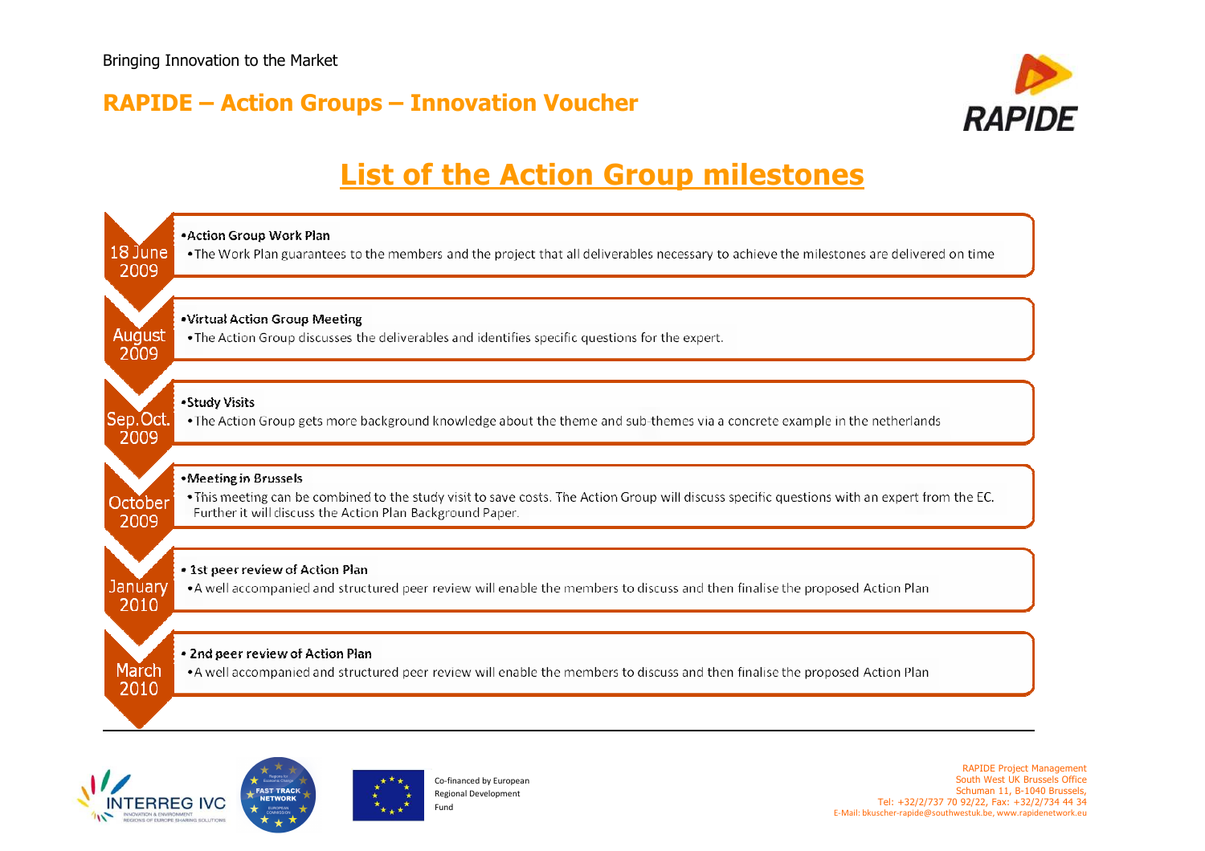Bringing Innovation to the Market

## RAPIDE – Action Groups – Innovation Voucher

# List of the Action Group milestones

**18 June 2009**

- Action Group Work Plan
  - The Work Plan guarantees to the members and the project that all deliverables necessary to achieve the milestones are delivered on time

**August 2009**

- Virtual Action Group Meeting
  - The Action Group discusses the deliverables and identifies specific questions for the expert.

**Sep.Oct. 2009**

- Study Visits
  - The Action Group gets more background knowledge about the theme and sub-themes via a concrete example in the netherlands

**October 2009**

- Meeting in Brussels
  - This meeting can be combined to the study visit to save costs. The Action Group will discuss specific questions with an expert from the EC. Further it will discuss the Action Plan Background Paper.

**January 2010**

- 1st peer review of Action Plan
  - A well accompanied and structured peer review will enable the members to discuss and then finalise the proposed Action Plan

**March 2010**

- 2nd peer review of Action Plan
  - A well accompanied and structured peer review will enable the members to discuss and then finalise the proposed Action Plan

Co-financed by European Regional Development Fund

RAPIDE Project Management
South West UK Brussels Office
Schuman 11, B-1040 Brussels,
Tel: +32/2/737 70 92/22, Fax: +32/2/734 44 34
E-Mail: bkuscher-rapide@southwestuk.be, www.rapidenetwork.eu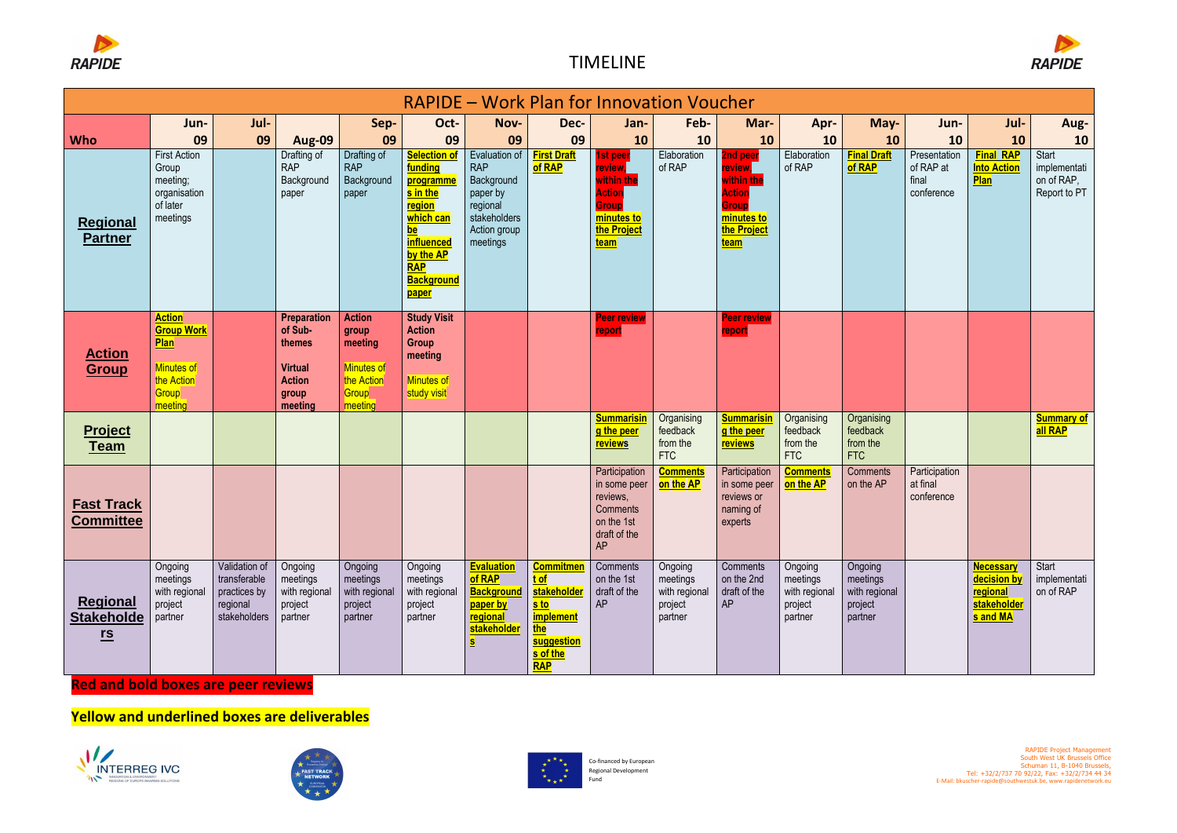# TIMELINE

| RAPIDE – Work Plan for Innovation Voucher | | | | | | | | | | | | | | | |
|---|---|---|---|---|---|---|---|---|---|---|---|---|---|---|---|
| **Who** | **Jun-09** | **Jul-09** | **Aug-09** | **Sep-09** | **Oct-09** | **Nov-09** | **Dec-09** | **Jan-10** | **Feb-10** | **Mar-10** | **Apr-10** | **May-10** | **Jun-10** | **Jul-10** | **Aug-10** |
| **Regional Partner** | First Action Group meeting; organisation of later meetings | | Drafting of RAP Background paper | Drafting of RAP Background paper | **Selection of funding programmes in the region which can be influenced by the AP RAP Background paper** | Evaluation of RAP Background paper by regional stakeholders Action group meetings | **First Draft of RAP** | **1st peer review, within the Action Group minutes to the Project team** | Elaboration of RAP | **2nd peer review, within the Action Group minutes to the Project team** | Elaboration of RAP | **Final Draft of RAP** | Presentation of RAP at final conference | **Final RAP Into Action Plan** | Start implementation of RAP, Report to PT |
| **Action Group** | **Action Group Work Plan** Minutes of the Action Group meeting | | **Preparation of Sub-themes** **Virtual Action group meeting** | **Action group meeting** Minutes of the Action Group meeting | **Study Visit Action Group meeting** Minutes of study visit | | | **Peer review report** | | **Peer review report** | | | | | |
| **Project Team** | | | | | | | | **Summarising the peer reviews** | Organising feedback from the FTC | **Summarising the peer reviews** | Organising feedback from the FTC | Organising feedback from the FTC | | | **Summary of all RAP** |
| **Fast Track Committee** | | | | | | | | Participation in some peer reviews, Comments on the 1st draft of the AP | **Comments on the AP** | Participation in some peer reviews or naming of experts | **Comments on the AP** | Comments on the AP | Participation at final conference | | |
| **Regional Stakeholders** | Ongoing meetings with regional project partner | Validation of transferable practices by regional stakeholders | Ongoing meetings with regional project partner | Ongoing meetings with regional project partner | Ongoing meetings with regional project partner | **Evaluation of RAP Background paper by regional stakeholders** | **Commitment of stakeholders to implement the suggestions of the RAP** | Comments on the 1st draft of the AP | Ongoing meetings with regional project partner | Comments on the 2nd draft of the AP | Ongoing meetings with regional project partner | Ongoing meetings with regional project partner | | **Necessary decision by regional stakeholders and MA** | Start implementation of RAP |

**Red and bold boxes are peer reviews**

**Yellow and underlined boxes are deliverables**

Co-financed by European Regional Development Fund

RAPIDE Project Management
South West UK Brussels Office
Schuman 11, B-1040 Brussels,
Tel: +32/2/737 70 92/22, Fax: +32/2/734 44 34
E-Mail: bkuscher-rapide@southwestuk.be, www.rapidenetwork.eu